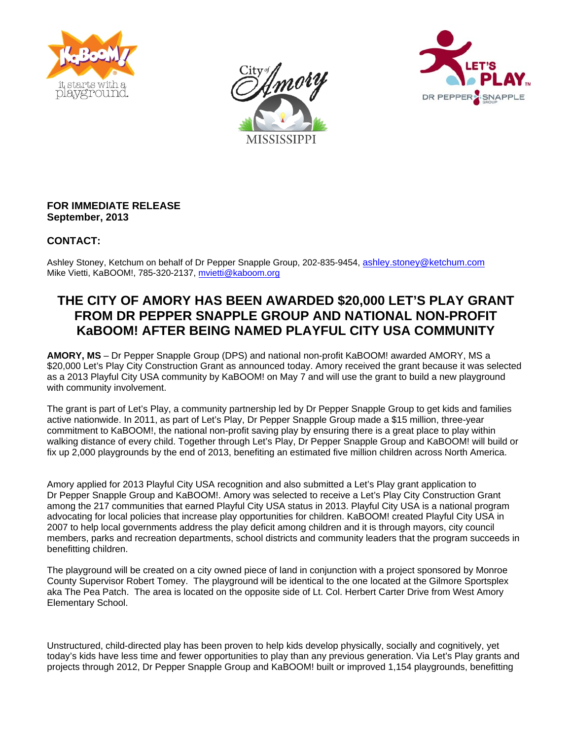**FOR IMMEDIATE RELEASE**
**September, 2013**

**CONTACT:**

Ashley Stoney, Ketchum on behalf of Dr Pepper Snapple Group, 202-835-9454, ashley.stoney@ketchum.com
Mike Vietti, KaBOOM!, 785-320-2137, mvietti@kaboom.org

# THE CITY OF AMORY HAS BEEN AWARDED $20,000 LET'S PLAY GRANT FROM DR PEPPER SNAPPLE GROUP AND NATIONAL NON-PROFIT KaBOOM! AFTER BEING NAMED PLAYFUL CITY USA COMMUNITY

**AMORY, MS** – Dr Pepper Snapple Group (DPS) and national non-profit KaBOOM! awarded AMORY, MS a $20,000 Let's Play City Construction Grant as announced today. Amory received the grant because it was selected as a 2013 Playful City USA community by KaBOOM! on May 7 and will use the grant to build a new playground with community involvement.

The grant is part of Let's Play, a community partnership led by Dr Pepper Snapple Group to get kids and families active nationwide. In 2011, as part of Let's Play, Dr Pepper Snapple Group made a $15 million, three-year commitment to KaBOOM!, the national non-profit saving play by ensuring there is a great place to play within walking distance of every child. Together through Let's Play, Dr Pepper Snapple Group and KaBOOM! will build or fix up 2,000 playgrounds by the end of 2013, benefiting an estimated five million children across North America.

Amory applied for 2013 Playful City USA recognition and also submitted a Let's Play grant application to Dr Pepper Snapple Group and KaBOOM!. Amory was selected to receive a Let's Play City Construction Grant among the 217 communities that earned Playful City USA status in 2013. Playful City USA is a national program advocating for local policies that increase play opportunities for children. KaBOOM! created Playful City USA in 2007 to help local governments address the play deficit among children and it is through mayors, city council members, parks and recreation departments, school districts and community leaders that the program succeeds in benefitting children.

The playground will be created on a city owned piece of land in conjunction with a project sponsored by Monroe County Supervisor Robert Tomey. The playground will be identical to the one located at the Gilmore Sportsplex aka The Pea Patch. The area is located on the opposite side of Lt. Col. Herbert Carter Drive from West Amory Elementary School.

Unstructured, child-directed play has been proven to help kids develop physically, socially and cognitively, yet today's kids have less time and fewer opportunities to play than any previous generation. Via Let's Play grants and projects through 2012, Dr Pepper Snapple Group and KaBOOM! built or improved 1,154 playgrounds, benefitting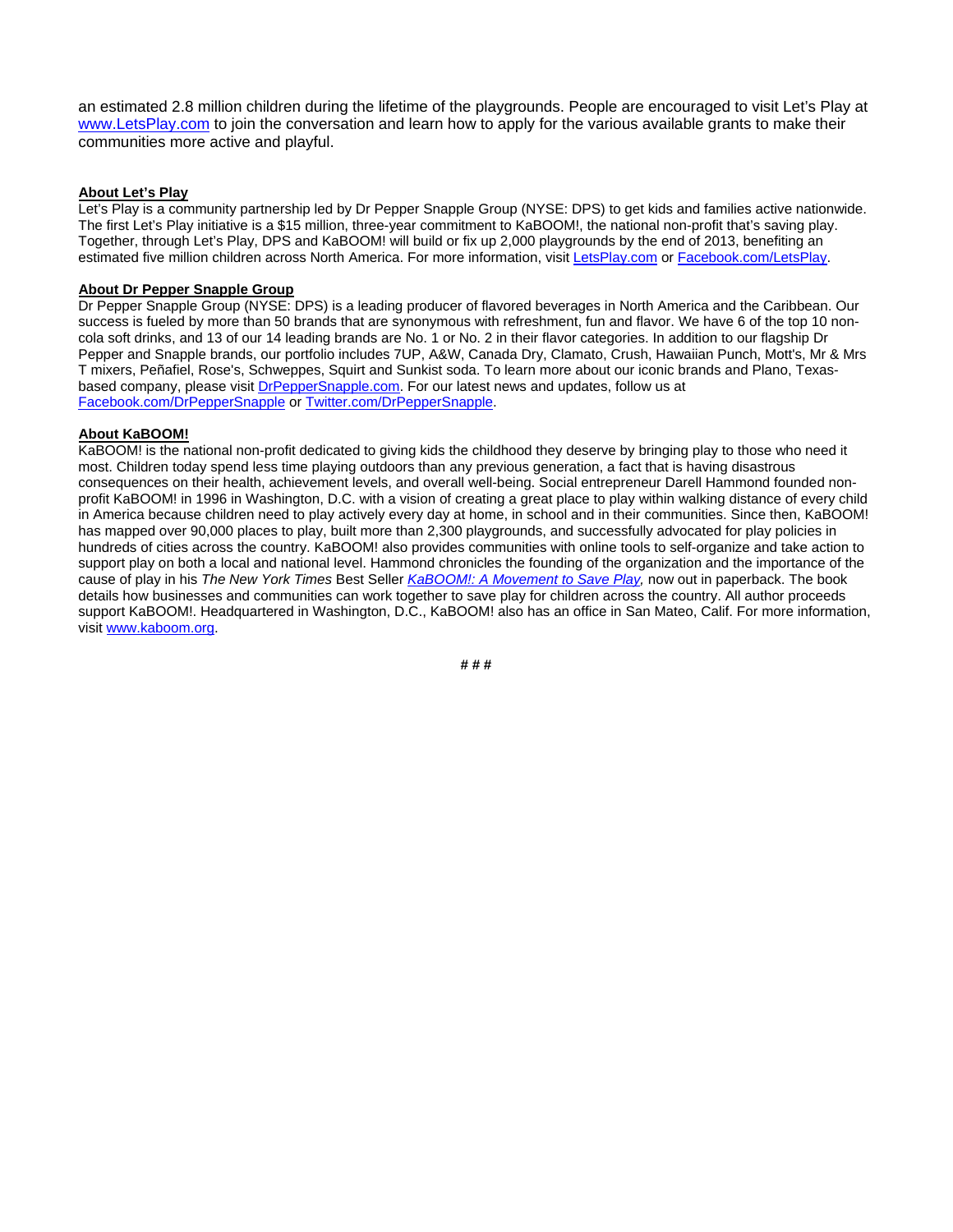an estimated 2.8 million children during the lifetime of the playgrounds. People are encouraged to visit Let's Play at www.LetsPlay.com to join the conversation and learn how to apply for the various available grants to make their communities more active and playful.

**About Let's Play**

Let's Play is a community partnership led by Dr Pepper Snapple Group (NYSE: DPS) to get kids and families active nationwide. The first Let's Play initiative is a $15 million, three-year commitment to KaBOOM!, the national non-profit that's saving play. Together, through Let's Play, DPS and KaBOOM! will build or fix up 2,000 playgrounds by the end of 2013, benefiting an estimated five million children across North America. For more information, visit LetsPlay.com or Facebook.com/LetsPlay.

**About Dr Pepper Snapple Group**

Dr Pepper Snapple Group (NYSE: DPS) is a leading producer of flavored beverages in North America and the Caribbean. Our success is fueled by more than 50 brands that are synonymous with refreshment, fun and flavor. We have 6 of the top 10 non-cola soft drinks, and 13 of our 14 leading brands are No. 1 or No. 2 in their flavor categories. In addition to our flagship Dr Pepper and Snapple brands, our portfolio includes 7UP, A&W, Canada Dry, Clamato, Crush, Hawaiian Punch, Mott's, Mr & Mrs T mixers, Peñafiel, Rose's, Schweppes, Squirt and Sunkist soda. To learn more about our iconic brands and Plano, Texas-based company, please visit DrPepperSnapple.com. For our latest news and updates, follow us at Facebook.com/DrPepperSnapple or Twitter.com/DrPepperSnapple.

**About KaBOOM!**

KaBOOM! is the national non-profit dedicated to giving kids the childhood they deserve by bringing play to those who need it most. Children today spend less time playing outdoors than any previous generation, a fact that is having disastrous consequences on their health, achievement levels, and overall well-being. Social entrepreneur Darell Hammond founded non-profit KaBOOM! in 1996 in Washington, D.C. with a vision of creating a great place to play within walking distance of every child in America because children need to play actively every day at home, in school and in their communities. Since then, KaBOOM! has mapped over 90,000 places to play, built more than 2,300 playgrounds, and successfully advocated for play policies in hundreds of cities across the country. KaBOOM! also provides communities with online tools to self-organize and take action to support play on both a local and national level. Hammond chronicles the founding of the organization and the importance of the cause of play in his *The New York Times* Best Seller *KaBOOM!: A Movement to Save Play,* now out in paperback. The book details how businesses and communities can work together to save play for children across the country. All author proceeds support KaBOOM!. Headquartered in Washington, D.C., KaBOOM! also has an office in San Mateo, Calif. For more information, visit www.kaboom.org.

# # #